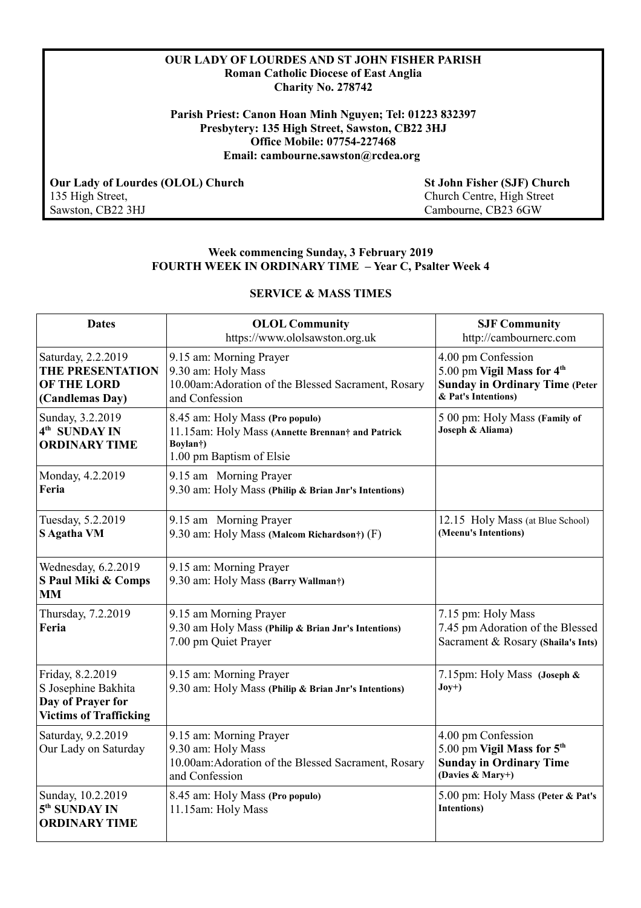**OUR LADY OF LOURDES AND ST JOHN FISHER PARISH**
**Roman Catholic Diocese of East Anglia**
**Charity No. 278742**

**Parish Priest: Canon Hoan Minh Nguyen; Tel: 01223 832397**
**Presbytery: 135 High Street, Sawston, CB22 3HJ**
**Office Mobile: 07754-227468**
**Email: cambourne.sawston@rcdea.org**

**Our Lady of Lourdes (OLOL) Church**
135 High Street,
Sawston, CB22 3HJ

**St John Fisher (SJF) Church**
Church Centre, High Street
Cambourne, CB23 6GW

**Week commencing Sunday, 3 February 2019**
**FOURTH WEEK IN ORDINARY TIME – Year C, Psalter Week 4**

## SERVICE & MASS TIMES

| **Dates** | **OLOL Community** https://www.ololsawston.org.uk | **SJF Community** http://cambournerc.com |
|---|---|---|
| Saturday, 2.2.2019 **THE PRESENTATION OF THE LORD (Candlemas Day)** | 9.15 am: Morning Prayer<br>9.30 am: Holy Mass<br>10.00am:Adoration of the Blessed Sacrament, Rosary and Confession | 4.00 pm Confession<br>5.00 pm **Vigil Mass for 4th Sunday in Ordinary Time (Peter & Pat's Intentions)** |
| Sunday, 3.2.2019 **4th SUNDAY IN ORDINARY TIME** | 8.45 am: Holy Mass **(Pro populo)**<br>11.15am: Holy Mass **(Annette Brennan† and Patrick Boylan†)**<br>1.00 pm Baptism of Elsie | 5 00 pm: Holy Mass **(Family of Joseph & Aliama)** |
| Monday, 4.2.2019 **Feria** | 9.15 am Morning Prayer<br>9.30 am: Holy Mass **(Philip & Brian Jnr's Intentions)** | |
| Tuesday, 5.2.2019 **S Agatha VM** | 9.15 am Morning Prayer<br>9.30 am: Holy Mass **(Malcom Richardson†)** (F) | 12.15 Holy Mass (at Blue School) **(Meenu's Intentions)** |
| Wednesday, 6.2.2019 **S Paul Miki & Comps MM** | 9.15 am: Morning Prayer<br>9.30 am: Holy Mass **(Barry Wallman†)** | |
| Thursday, 7.2.2019 **Feria** | 9.15 am Morning Prayer<br>9.30 am Holy Mass **(Philip & Brian Jnr's Intentions)**<br>7.00 pm Quiet Prayer | 7.15 pm: Holy Mass<br>7.45 pm Adoration of the Blessed Sacrament & Rosary **(Shaila's Ints)** |
| Friday, 8.2.2019 S Josephine Bakhita **Day of Prayer for Victims of Trafficking** | 9.15 am: Morning Prayer<br>9.30 am: Holy Mass **(Philip & Brian Jnr's Intentions)** | 7.15pm: Holy Mass **(Joseph & Joy+)** |
| Saturday, 9.2.2019 Our Lady on Saturday | 9.15 am: Morning Prayer<br>9.30 am: Holy Mass<br>10.00am:Adoration of the Blessed Sacrament, Rosary and Confession | 4.00 pm Confession<br>5.00 pm **Vigil Mass for 5th Sunday in Ordinary Time (Davies & Mary+)** |
| Sunday, 10.2.2019 **5th SUNDAY IN ORDINARY TIME** | 8.45 am: Holy Mass **(Pro populo)**<br>11.15am: Holy Mass | 5.00 pm: Holy Mass **(Peter & Pat's Intentions)** |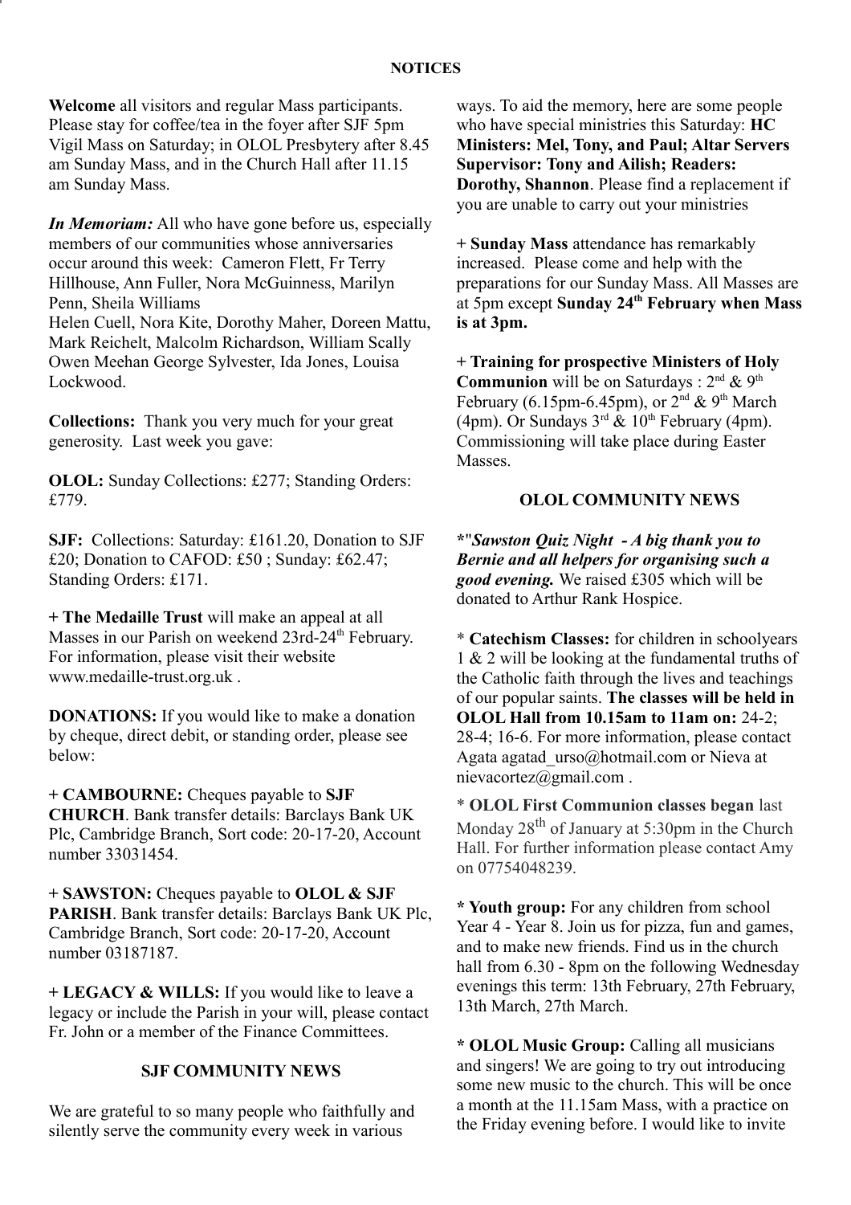## NOTICES

**Welcome** all visitors and regular Mass participants. Please stay for coffee/tea in the foyer after SJF 5pm Vigil Mass on Saturday; in OLOL Presbytery after 8.45 am Sunday Mass, and in the Church Hall after 11.15 am Sunday Mass.

***In Memoriam:*** All who have gone before us, especially members of our communities whose anniversaries occur around this week: Cameron Flett, Fr Terry Hillhouse, Ann Fuller, Nora McGuinness, Marilyn Penn, Sheila Williams
Helen Cuell, Nora Kite, Dorothy Maher, Doreen Mattu, Mark Reichelt, Malcolm Richardson, William Scally Owen Meehan George Sylvester, Ida Jones, Louisa Lockwood.

**Collections:** Thank you very much for your great generosity. Last week you gave:

**OLOL:** Sunday Collections: £277; Standing Orders: £779.

**SJF:** Collections: Saturday: £161.20, Donation to SJF £20; Donation to CAFOD: £50 ; Sunday: £62.47; Standing Orders: £171.

+ **The Medaille Trust** will make an appeal at all Masses in our Parish on weekend 23rd-24th February. For information, please visit their website www.medaille-trust.org.uk .

**DONATIONS:** If you would like to make a donation by cheque, direct debit, or standing order, please see below:

+ **CAMBOURNE:** Cheques payable to **SJF CHURCH**. Bank transfer details: Barclays Bank UK Plc, Cambridge Branch, Sort code: 20-17-20, Account number 33031454.

+ **SAWSTON:** Cheques payable to **OLOL & SJF PARISH**. Bank transfer details: Barclays Bank UK Plc, Cambridge Branch, Sort code: 20-17-20, Account number 03187187.

+ **LEGACY & WILLS:** If you would like to leave a legacy or include the Parish in your will, please contact Fr. John or a member of the Finance Committees.

### SJF COMMUNITY NEWS

We are grateful to so many people who faithfully and silently serve the community every week in various ways. To aid the memory, here are some people who have special ministries this Saturday: **HC Ministers: Mel, Tony, and Paul; Altar Servers Supervisor: Tony and Ailish; Readers: Dorothy, Shannon**. Please find a replacement if you are unable to carry out your ministries

+ **Sunday Mass** attendance has remarkably increased. Please come and help with the preparations for our Sunday Mass. All Masses are at 5pm except **Sunday 24th February when Mass is at 3pm.**

+ **Training for prospective Ministers of Holy Communion** will be on Saturdays : 2nd & 9th February (6.15pm-6.45pm), or 2nd & 9th March (4pm). Or Sundays 3rd & 10th February (4pm). Commissioning will take place during Easter Masses.

### OLOL COMMUNITY NEWS

*"***Sawston Quiz Night - A big thank you to Bernie and all helpers for organising such a good evening.*** We raised £305 which will be donated to Arthur Rank Hospice.

* **Catechism Classes:** for children in schoolyears 1 & 2 will be looking at the fundamental truths of the Catholic faith through the lives and teachings of our popular saints. **The classes will be held in OLOL Hall from 10.15am to 11am on:** 24-2; 28-4; 16-6. For more information, please contact Agata agatad_urso@hotmail.com or Nieva at nievacortez@gmail.com .

* **OLOL First Communion classes began** last Monday 28th of January at 5:30pm in the Church Hall. For further information please contact Amy on 07754048239.

* **Youth group:** For any children from school Year 4 - Year 8. Join us for pizza, fun and games, and to make new friends. Find us in the church hall from 6.30 - 8pm on the following Wednesday evenings this term: 13th February, 27th February, 13th March, 27th March.

* **OLOL Music Group:** Calling all musicians and singers! We are going to try out introducing some new music to the church. This will be once a month at the 11.15am Mass, with a practice on the Friday evening before. I would like to invite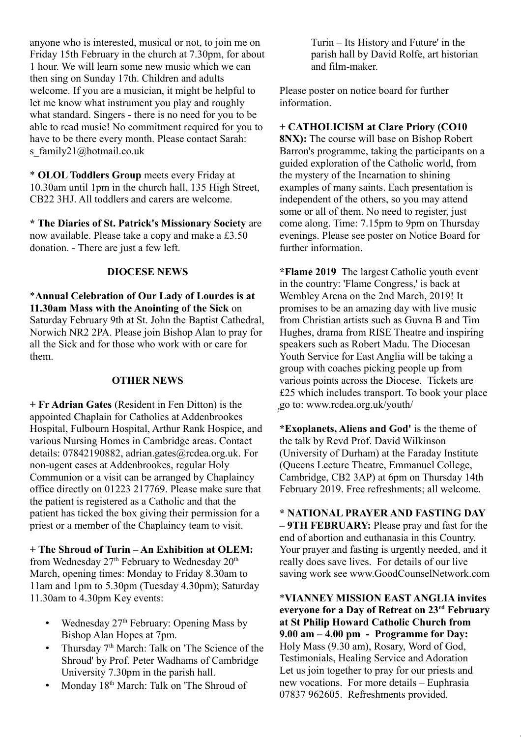anyone who is interested, musical or not, to join me on Friday 15th February in the church at 7.30pm, for about 1 hour. We will learn some new music which we can then sing on Sunday 17th. Children and adults welcome. If you are a musician, it might be helpful to let me know what instrument you play and roughly what standard. Singers - there is no need for you to be able to read music! No commitment required for you to have to be there every month. Please contact Sarah: s_family21@hotmail.co.uk

* **OLOL Toddlers Group** meets every Friday at 10.30am until 1pm in the church hall, 135 High Street, CB22 3HJ. All toddlers and carers are welcome.

**\* The Diaries of St. Patrick's Missionary Society** are now available. Please take a copy and make a £3.50 donation. - There are just a few left.

## DIOCESE NEWS

***Annual Celebration of Our Lady of Lourdes is at 11.30am Mass with the Anointing of the Sick** on Saturday February 9th at St. John the Baptist Cathedral, Norwich NR2 2PA. Please join Bishop Alan to pray for all the Sick and for those who work with or care for them.

## OTHER NEWS

**+ Fr Adrian Gates** (Resident in Fen Ditton) is the appointed Chaplain for Catholics at Addenbrookes Hospital, Fulbourn Hospital, Arthur Rank Hospice, and various Nursing Homes in Cambridge areas. Contact details: 07842190882, adrian.gates@rcdea.org.uk. For non-ugent cases at Addenbrookes, regular Holy Communion or a visit can be arranged by Chaplaincy office directly on 01223 217769. Please make sure that the patient is registered as a Catholic and that the patient has ticked the box giving their permission for a priest or a member of the Chaplaincy team to visit.

**+ The Shroud of Turin – An Exhibition at OLEM:** from Wednesday 27th February to Wednesday 20th March, opening times: Monday to Friday 8.30am to 11am and 1pm to 5.30pm (Tuesday 4.30pm); Saturday 11.30am to 4.30pm Key events:

- Wednesday 27th February: Opening Mass by Bishop Alan Hopes at 7pm.
- Thursday 7th March: Talk on 'The Science of the Shroud' by Prof. Peter Wadhams of Cambridge University 7.30pm in the parish hall.
- Monday 18th March: Talk on 'The Shroud of Turin – Its History and Future' in the parish hall by David Rolfe, art historian and film-maker.

Please poster on notice board for further information.

**+ CATHOLICISM at Clare Priory (CO10 8NX):** The course will base on Bishop Robert Barron's programme, taking the participants on a guided exploration of the Catholic world, from the mystery of the Incarnation to shining examples of many saints. Each presentation is independent of the others, so you may attend some or all of them. No need to register, just come along. Time: 7.15pm to 9pm on Thursday evenings. Please see poster on Notice Board for further information.

***Flame 2019** The largest Catholic youth event in the country: 'Flame Congress,' is back at Wembley Arena on the 2nd March, 2019! It promises to be an amazing day with live music from Christian artists such as Guvna B and Tim Hughes, drama from RISE Theatre and inspiring speakers such as Robert Madu. The Diocesan Youth Service for East Anglia will be taking a group with coaches picking people up from various points across the Diocese. Tickets are £25 which includes transport. To book your place go to: www.rcdea.org.uk/youth/

***Exoplanets, Aliens and God'** is the theme of the talk by Revd Prof. David Wilkinson (University of Durham) at the Faraday Institute (Queens Lecture Theatre, Emmanuel College, Cambridge, CB2 3AP) at 6pm on Thursday 14th February 2019. Free refreshments; all welcome.

**\* NATIONAL PRAYER AND FASTING DAY – 9TH FEBRUARY:** Please pray and fast for the end of abortion and euthanasia in this Country. Your prayer and fasting is urgently needed, and it really does save lives. For details of our live saving work see www.GoodCounselNetwork.com

***VIANNEY MISSION EAST ANGLIA invites everyone for a Day of Retreat on 23rd February at St Philip Howard Catholic Church from 9.00 am – 4.00 pm - Programme for Day:** Holy Mass (9.30 am), Rosary, Word of God, Testimonials, Healing Service and Adoration Let us join together to pray for our priests and new vocations. For more details – Euphrasia 07837 962605. Refreshments provided.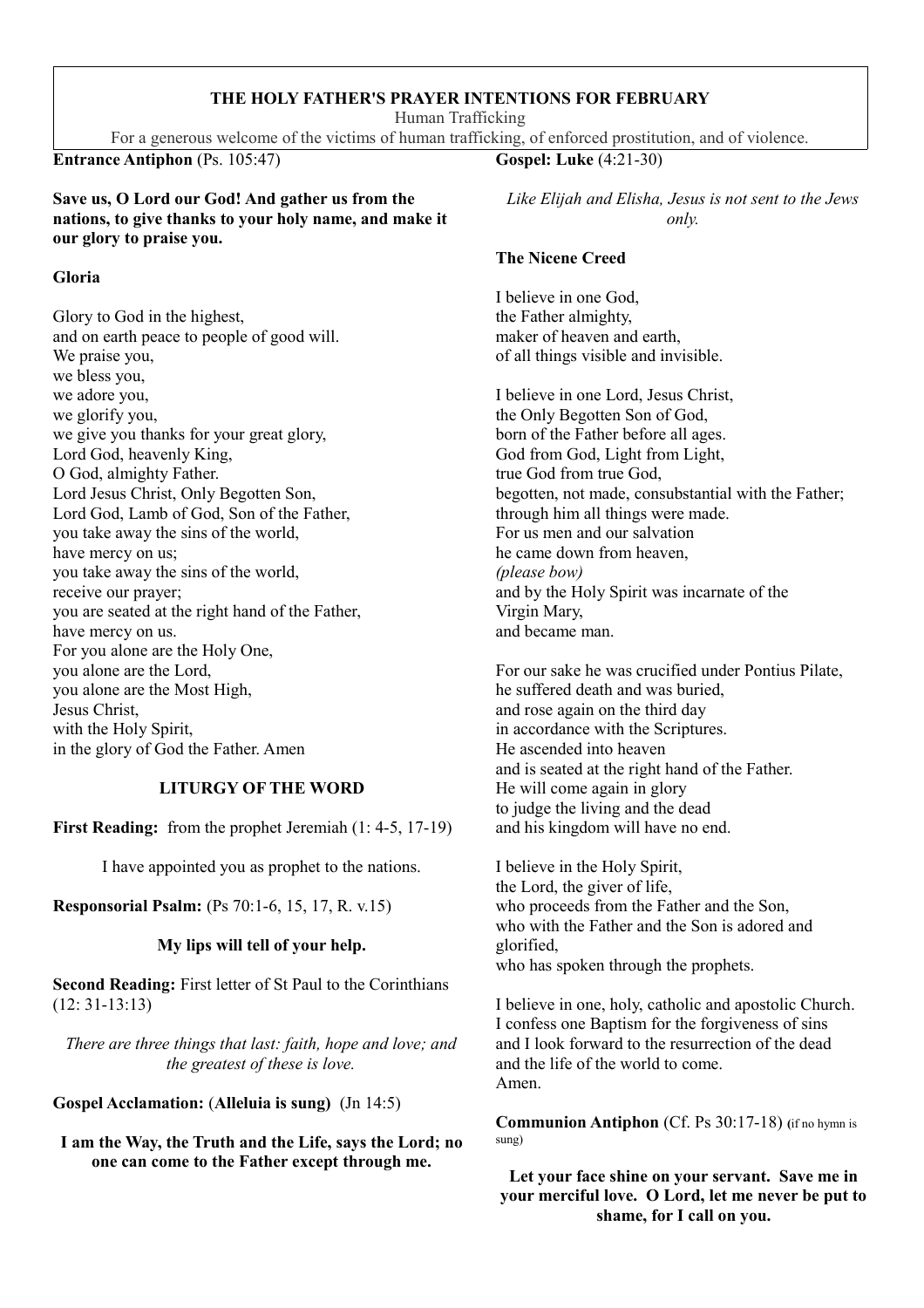**THE HOLY FATHER'S PRAYER INTENTIONS FOR FEBRUARY**

Human Trafficking

For a generous welcome of the victims of human trafficking, of enforced prostitution, and of violence.

**Entrance Antiphon** (Ps. 105:47)

**Save us, O Lord our God! And gather us from the nations, to give thanks to your holy name, and make it our glory to praise you.**

**Gloria**

Glory to God in the highest,
and on earth peace to people of good will.
We praise you,
we bless you,
we adore you,
we glorify you,
we give you thanks for your great glory,
Lord God, heavenly King,
O God, almighty Father.
Lord Jesus Christ, Only Begotten Son,
Lord God, Lamb of God, Son of the Father,
you take away the sins of the world,
have mercy on us;
you take away the sins of the world,
receive our prayer;
you are seated at the right hand of the Father,
have mercy on us.
For you alone are the Holy One,
you alone are the Lord,
you alone are the Most High,
Jesus Christ,
with the Holy Spirit,
in the glory of God the Father. Amen

**LITURGY OF THE WORD**

**First Reading:** from the prophet Jeremiah (1: 4-5, 17-19)

I have appointed you as prophet to the nations.

**Responsorial Psalm:** (Ps 70:1-6, 15, 17, R. v.15)

**My lips will tell of your help.**

**Second Reading:** First letter of St Paul to the Corinthians (12: 31-13:13)

*There are three things that last: faith, hope and love; and the greatest of these is love.*

**Gospel Acclamation:** (**Alleluia is sung**) (Jn 14:5)

**I am the Way, the Truth and the Life, says the Lord; no one can come to the Father except through me.**

**Gospel: Luke** (4:21-30)

*Like Elijah and Elisha, Jesus is not sent to the Jews only.*

**The Nicene Creed**

I believe in one God,
the Father almighty,
maker of heaven and earth,
of all things visible and invisible.

I believe in one Lord, Jesus Christ,
the Only Begotten Son of God,
born of the Father before all ages.
God from God, Light from Light,
true God from true God,
begotten, not made, consubstantial with the Father;
through him all things were made.
For us men and our salvation
he came down from heaven,
*(please bow)*
and by the Holy Spirit was incarnate of the Virgin Mary,
and became man.

For our sake he was crucified under Pontius Pilate,
he suffered death and was buried,
and rose again on the third day
in accordance with the Scriptures.
He ascended into heaven
and is seated at the right hand of the Father.
He will come again in glory
to judge the living and the dead
and his kingdom will have no end.

I believe in the Holy Spirit,
the Lord, the giver of life,
who proceeds from the Father and the Son,
who with the Father and the Son is adored and glorified,
who has spoken through the prophets.

I believe in one, holy, catholic and apostolic Church.
I confess one Baptism for the forgiveness of sins
and I look forward to the resurrection of the dead
and the life of the world to come.
Amen.

**Communion Antiphon** (Cf. Ps 30:17-18) (if no hymn is sung)

**Let your face shine on your servant. Save me in your merciful love. O Lord, let me never be put to shame, for I call on you.**